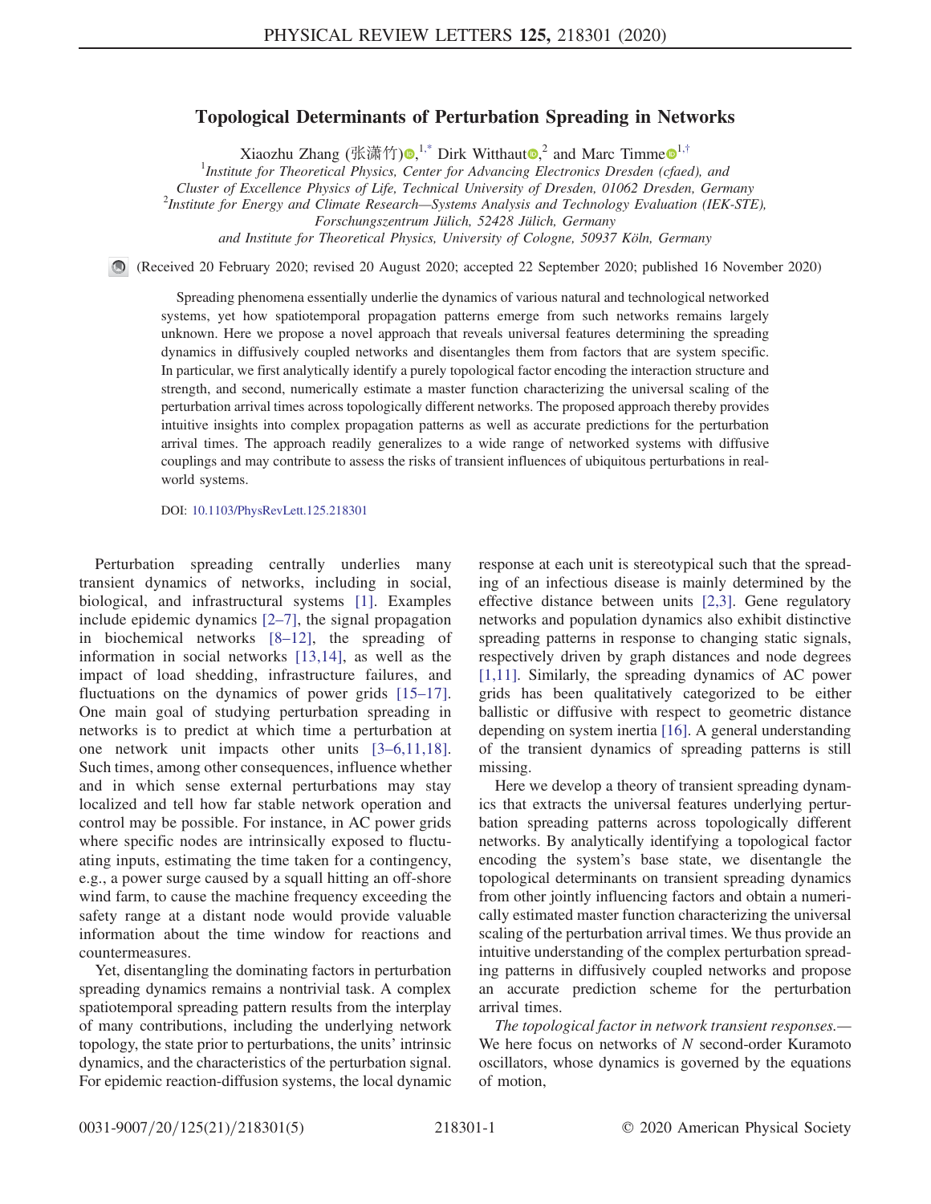# Topological Determinants of Perturbation Spreading in Networks

Xiaozhu Zhang (张潇竹),[1,*] Dirk Witthaut,[2] and Marc Timme[1,†]

[1]Institute for Theoretical Physics, Center for Advancing Electronics Dresden (cfaed), and Cluster of Excellence Physics of Life, Technical University of Dresden, 01062 Dresden, Germany

[2]Institute for Energy and Climate Research—Systems Analysis and Technology Evaluation (IEK-STE), Forschungszentrum Jülich, 52428 Jülich, Germany and Institute for Theoretical Physics, University of Cologne, 50937 Köln, Germany

(Received 20 February 2020; revised 20 August 2020; accepted 22 September 2020; published 16 November 2020)

Spreading phenomena essentially underlie the dynamics of various natural and technological networked systems, yet how spatiotemporal propagation patterns emerge from such networks remains largely unknown. Here we propose a novel approach that reveals universal features determining the spreading dynamics in diffusively coupled networks and disentangles them from factors that are system specific. In particular, we first analytically identify a purely topological factor encoding the interaction structure and strength, and second, numerically estimate a master function characterizing the universal scaling of the perturbation arrival times across topologically different networks. The proposed approach thereby provides intuitive insights into complex propagation patterns as well as accurate predictions for the perturbation arrival times. The approach readily generalizes to a wide range of networked systems with diffusive couplings and may contribute to assess the risks of transient influences of ubiquitous perturbations in real-world systems.

DOI: 10.1103/PhysRevLett.125.218301

Perturbation spreading centrally underlies many transient dynamics of networks, including in social, biological, and infrastructural systems [1]. Examples include epidemic dynamics [2–7], the signal propagation in biochemical networks [8–12], the spreading of information in social networks [13,14], as well as the impact of load shedding, infrastructure failures, and fluctuations on the dynamics of power grids [15–17]. One main goal of studying perturbation spreading in networks is to predict at which time a perturbation at one network unit impacts other units [3–6,11,18]. Such times, among other consequences, influence whether and in which sense external perturbations may stay localized and tell how far stable network operation and control may be possible. For instance, in AC power grids where specific nodes are intrinsically exposed to fluctuating inputs, estimating the time taken for a contingency, e.g., a power surge caused by a squall hitting an off-shore wind farm, to cause the machine frequency exceeding the safety range at a distant node would provide valuable information about the time window for reactions and countermeasures.

Yet, disentangling the dominating factors in perturbation spreading dynamics remains a nontrivial task. A complex spatiotemporal spreading pattern results from the interplay of many contributions, including the underlying network topology, the state prior to perturbations, the units' intrinsic dynamics, and the characteristics of the perturbation signal. For epidemic reaction-diffusion systems, the local dynamic response at each unit is stereotypical such that the spreading of an infectious disease is mainly determined by the effective distance between units [2,3]. Gene regulatory networks and population dynamics also exhibit distinctive spreading patterns in response to changing static signals, respectively driven by graph distances and node degrees [1,11]. Similarly, the spreading dynamics of AC power grids has been qualitatively categorized to be either ballistic or diffusive with respect to geometric distance depending on system inertia [16]. A general understanding of the transient dynamics of spreading patterns is still missing.

Here we develop a theory of transient spreading dynamics that extracts the universal features underlying perturbation spreading patterns across topologically different networks. By analytically identifying a topological factor encoding the system's base state, we disentangle the topological determinants on transient spreading dynamics from other jointly influencing factors and obtain a numerically estimated master function characterizing the universal scaling of the perturbation arrival times. We thus provide an intuitive understanding of the complex perturbation spreading patterns in diffusively coupled networks and propose an accurate prediction scheme for the perturbation arrival times.

*The topological factor in network transient responses.*— We here focus on networks of $N$ second-order Kuramoto oscillators, whose dynamics is governed by the equations of motion,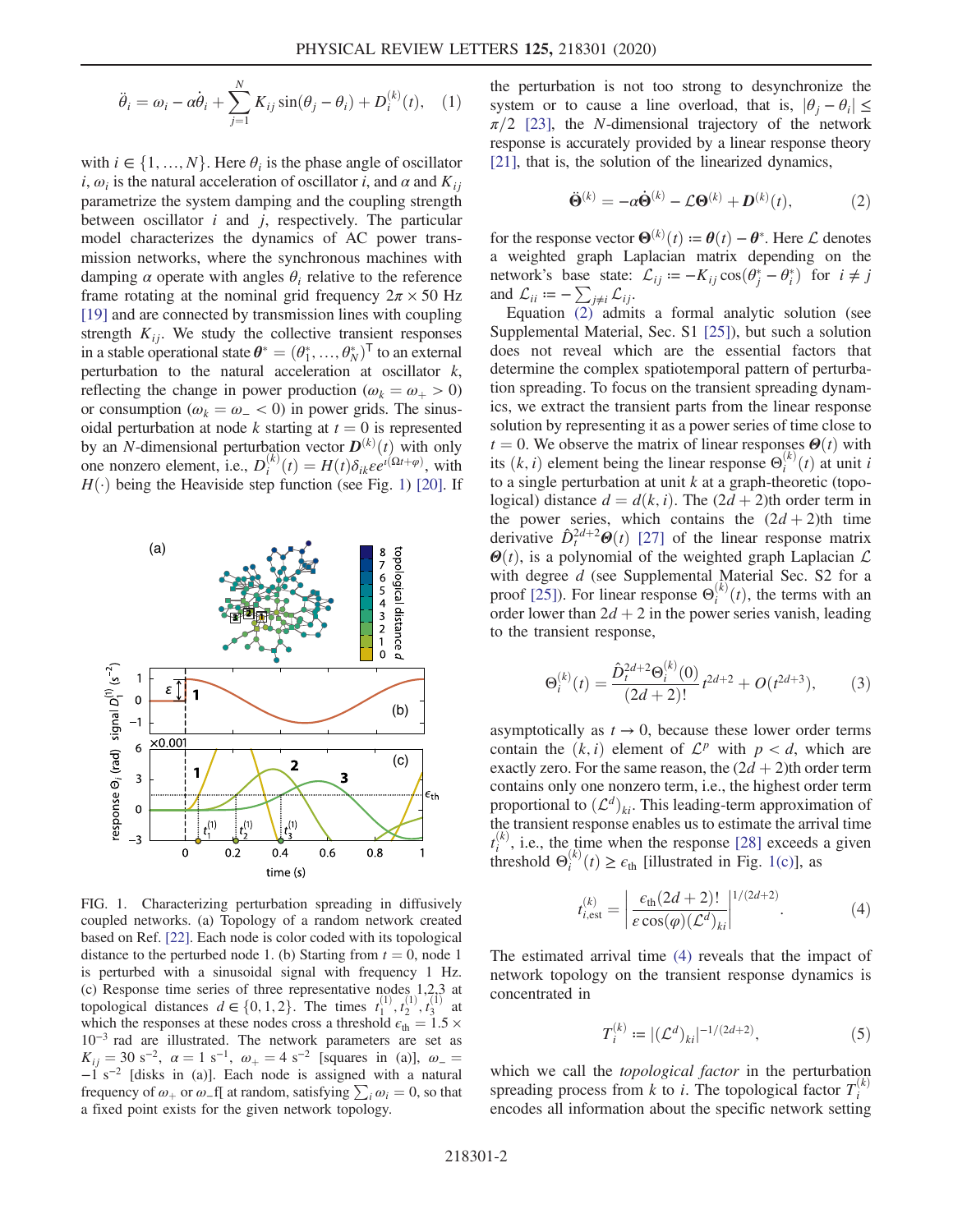$$\ddot{\theta}_i = \omega_i - \alpha\dot{\theta}_i + \sum_{j=1}^{N} K_{ij}\sin(\theta_j - \theta_i) + D_i^{(k)}(t), \quad (1)$$

with $i \in \{1, \ldots, N\}$. Here $\theta_i$ is the phase angle of oscillator $i$, $\omega_i$ is the natural acceleration of oscillator $i$, and $\alpha$ and $K_{ij}$ parametrize the system damping and the coupling strength between oscillator $i$ and $j$, respectively. The particular model characterizes the dynamics of AC power transmission networks, where the synchronous machines with damping $\alpha$ operate with angles $\theta_i$ relative to the reference frame rotating at the nominal grid frequency $2\pi \times 50$ Hz [19] and are connected by transmission lines with coupling strength $K_{ij}$. We study the collective transient responses in a stable operational state $\boldsymbol{\theta}^* = (\theta_1^*, \ldots, \theta_N^*)^\mathsf{T}$ to an external perturbation to the natural acceleration at oscillator $k$, reflecting the change in power production ($\omega_k = \omega_+ > 0$) or consumption ($\omega_k = \omega_- < 0$) in power grids. The sinusoidal perturbation at node $k$ starting at $t = 0$ is represented by an $N$-dimensional perturbation vector $\boldsymbol{D}^{(k)}(t)$ with only one nonzero element, i.e., $D_i^{(k)}(t) = H(t)\delta_{ik}\varepsilon e^{\imath(\Omega t + \varphi)}$, with $H(\cdot)$ being the Heaviside step function (see Fig. 1) [20]. If

FIG. 1. Characterizing perturbation spreading in diffusively coupled networks. (a) Topology of a random network created based on Ref. [22]. Each node is color coded with its topological distance to the perturbed node 1. (b) Starting from $t = 0$, node 1 is perturbed with a sinusoidal signal with frequency 1 Hz. (c) Response time series of three representative nodes 1,2,3 at topological distances $d \in \{0, 1, 2\}$. The times $t_1^{(1)}, t_2^{(1)}, t_3^{(1)}$ at which the responses at these nodes cross a threshold $\epsilon_{\mathrm{th}} = 1.5 \times 10^{-3}$ rad are illustrated. The network parameters are set as $K_{ij} = 30\ \mathrm{s}^{-2}$, $\alpha = 1\ \mathrm{s}^{-1}$, $\omega_+ = 4\ \mathrm{s}^{-2}$ [squares in (a)], $\omega_- = -1\ \mathrm{s}^{-2}$ [disks in (a)]. Each node is assigned with a natural frequency of $\omega_+$ or $\omega_-$ at random, satisfying $\sum_i \omega_i = 0$, so that a fixed point exists for the given network topology.

the perturbation is not too strong to desynchronize the system or to cause a line overload, that is, $|\theta_j - \theta_i| \leq \pi/2$ [23], the $N$-dimensional trajectory of the network response is accurately provided by a linear response theory [21], that is, the solution of the linearized dynamics,

$$\ddot{\boldsymbol{\Theta}}^{(k)} = -\alpha\dot{\boldsymbol{\Theta}}^{(k)} - \mathcal{L}\boldsymbol{\Theta}^{(k)} + \boldsymbol{D}^{(k)}(t), \quad (2)$$

for the response vector $\boldsymbol{\Theta}^{(k)}(t) \coloneqq \boldsymbol{\theta}(t) - \boldsymbol{\theta}^*$. Here $\mathcal{L}$ denotes a weighted graph Laplacian matrix depending on the network's base state: $\mathcal{L}_{ij} \coloneqq -K_{ij}\cos(\theta_j^* - \theta_i^*)$ for $i \neq j$ and $\mathcal{L}_{ii} \coloneqq -\sum_{j \neq i}\mathcal{L}_{ij}$.

Equation (2) admits a formal analytic solution (see Supplemental Material, Sec. S1 [25]), but such a solution does not reveal which are the essential factors that determine the complex spatiotemporal pattern of perturbation spreading. To focus on the transient spreading dynamics, we extract the transient parts from the linear response solution by representing it as a power series of time close to $t = 0$. We observe the matrix of linear responses $\boldsymbol{\Theta}(t)$ with its $(k, i)$ element being the linear response $\Theta_i^{(k)}(t)$ at unit $i$ to a single perturbation at unit $k$ at a graph-theoretic (topological) distance $d = d(k, i)$. The $(2d + 2)$th order term in the power series, which contains the $(2d + 2)$th time derivative $\hat{D}_t^{2d+2}\boldsymbol{\Theta}(t)$ [27] of the linear response matrix $\boldsymbol{\Theta}(t)$, is a polynomial of the weighted graph Laplacian $\mathcal{L}$ with degree $d$ (see Supplemental Material Sec. S2 for a proof [25]). For linear response $\Theta_i^{(k)}(t)$, the terms with an order lower than $2d + 2$ in the power series vanish, leading to the transient response,

$$\Theta_i^{(k)}(t) = \frac{\hat{D}_t^{2d+2}\Theta_i^{(k)}(0)}{(2d + 2)!}t^{2d+2} + O(t^{2d+3}), \quad (3)$$

asymptotically as $t \to 0$, because these lower order terms contain the $(k, i)$ element of $\mathcal{L}^p$ with $p < d$, which are exactly zero. For the same reason, the $(2d + 2)$th order term contains only one nonzero term, i.e., the highest order term proportional to $(\mathcal{L}^d)_{ki}$. This leading-term approximation of the transient response enables us to estimate the arrival time $t_i^{(k)}$, i.e., the time when the response [28] exceeds a given threshold $\Theta_i^{(k)}(t) \geq \epsilon_{\mathrm{th}}$ [illustrated in Fig. 1(c)], as

$$t_{i,\mathrm{est}}^{(k)} = \left|\frac{\epsilon_{\mathrm{th}}(2d + 2)!}{\varepsilon\cos(\varphi)(\mathcal{L}^d)_{ki}}\right|^{1/(2d+2)}. \quad (4)$$

The estimated arrival time (4) reveals that the impact of network topology on the transient response dynamics is concentrated in

$$T_i^{(k)} \coloneqq |(\mathcal{L}^d)_{ki}|^{-1/(2d+2)}, \quad (5)$$

which we call the *topological factor* in the perturbation spreading process from $k$ to $i$. The topological factor $T_i^{(k)}$ encodes all information about the specific network setting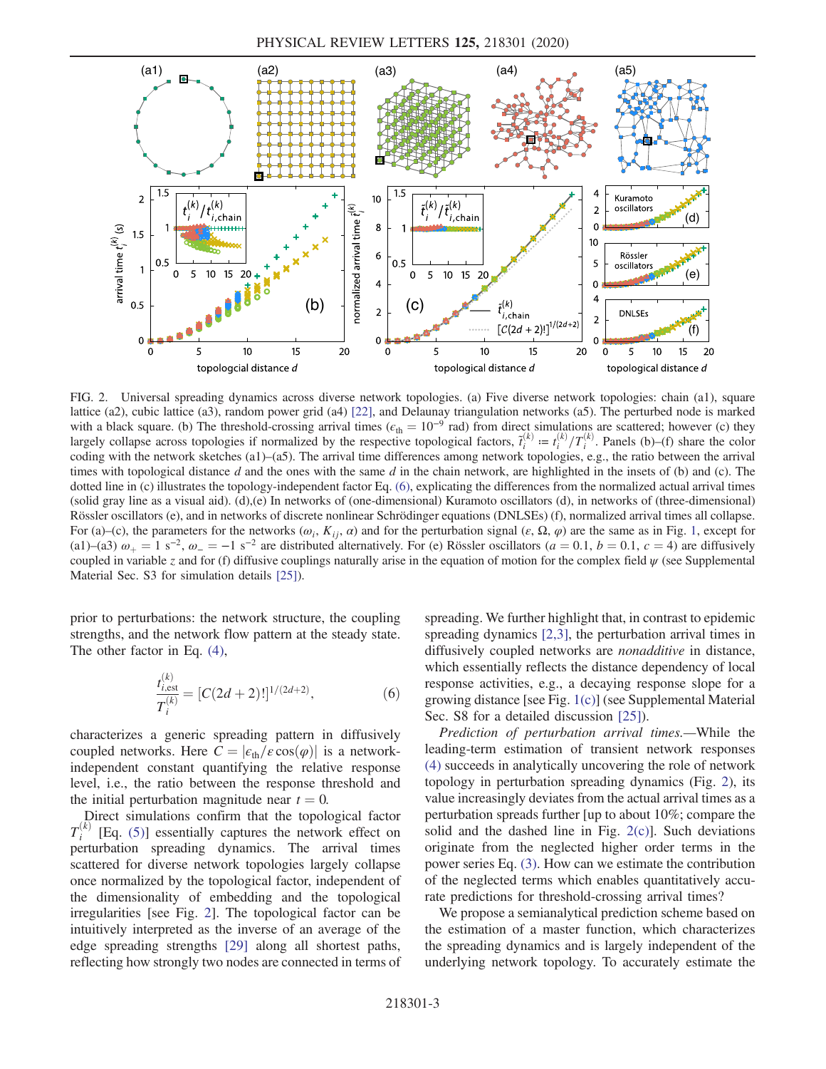FIG. 2. Universal spreading dynamics across diverse network topologies. (a) Five diverse network topologies: chain (a1), square lattice (a2), cubic lattice (a3), random power grid (a4) [22], and Delaunay triangulation networks (a5). The perturbed node is marked with a black square. (b) The threshold-crossing arrival times ($\epsilon_{\rm th} = 10^{-9}$ rad) from direct simulations are scattered; however (c) they largely collapse across topologies if normalized by the respective topological factors, $\tilde{t}_i^{(k)} \coloneqq t_i^{(k)}/T_i^{(k)}$. Panels (b)–(f) share the color coding with the network sketches (a1)–(a5). The arrival time differences among network topologies, e.g., the ratio between the arrival times with topological distance $d$ and the ones with the same $d$ in the chain network, are highlighted in the insets of (b) and (c). The dotted line in (c) illustrates the topology-independent factor Eq. (6), explicating the differences from the normalized actual arrival times (solid gray line as a visual aid). (d),(e) In networks of (one-dimensional) Kuramoto oscillators (d), in networks of (three-dimensional) Rössler oscillators (e), and in networks of discrete nonlinear Schrödinger equations (DNLSEs) (f), normalized arrival times all collapse. For (a)–(c), the parameters for the networks ($\omega_i$, $K_{ij}$, $\alpha$) and for the perturbation signal ($\epsilon$, $\Omega$, $\varphi$) are the same as in Fig. 1, except for (a1)–(a3) $\omega_+ = 1\ {\rm s}^{-2}$, $\omega_- = -1\ {\rm s}^{-2}$ are distributed alternatively. For (e) Rössler oscillators ($a = 0.1$, $b = 0.1$, $c = 4$) are diffusively coupled in variable $z$ and for (f) diffusive couplings naturally arise in the equation of motion for the complex field $\psi$ (see Supplemental Material Sec. S3 for simulation details [25]).

prior to perturbations: the network structure, the coupling strengths, and the network flow pattern at the steady state. The other factor in Eq. (4),

$$\frac{t_{i,\rm est}^{(k)}}{T_i^{(k)}} = [C(2d+2)!]^{1/(2d+2)}, \tag{6}$$

characterizes a generic spreading pattern in diffusively coupled networks. Here $C = |\epsilon_{\rm th}/\epsilon\cos(\varphi)|$ is a network-independent constant quantifying the relative response level, i.e., the ratio between the response threshold and the initial perturbation magnitude near $t = 0$.

Direct simulations confirm that the topological factor $T_i^{(k)}$ [Eq. (5)] essentially captures the network effect on perturbation spreading dynamics. The arrival times scattered for diverse network topologies largely collapse once normalized by the topological factor, independent of the dimensionality of embedding and the topological irregularities [see Fig. 2]. The topological factor can be intuitively interpreted as the inverse of an average of the edge spreading strengths [29] along all shortest paths, reflecting how strongly two nodes are connected in terms of spreading. We further highlight that, in contrast to epidemic spreading dynamics [2,3], the perturbation arrival times in diffusively coupled networks are *nonadditive* in distance, which essentially reflects the distance dependency of local response activities, e.g., a decaying response slope for a growing distance [see Fig. 1(c)] (see Supplemental Material Sec. S8 for a detailed discussion [25]).

*Prediction of perturbation arrival times.*—While the leading-term estimation of transient network responses (4) succeeds in analytically uncovering the role of network topology in perturbation spreading dynamics (Fig. 2), its value increasingly deviates from the actual arrival times as a perturbation spreads further [up to about 10%; compare the solid and the dashed line in Fig. 2(c)]. Such deviations originate from the neglected higher order terms in the power series Eq. (3). How can we estimate the contribution of the neglected terms which enables quantitatively accurate predictions for threshold-crossing arrival times?

We propose a semianalytical prediction scheme based on the estimation of a master function, which characterizes the spreading dynamics and is largely independent of the underlying network topology. To accurately estimate the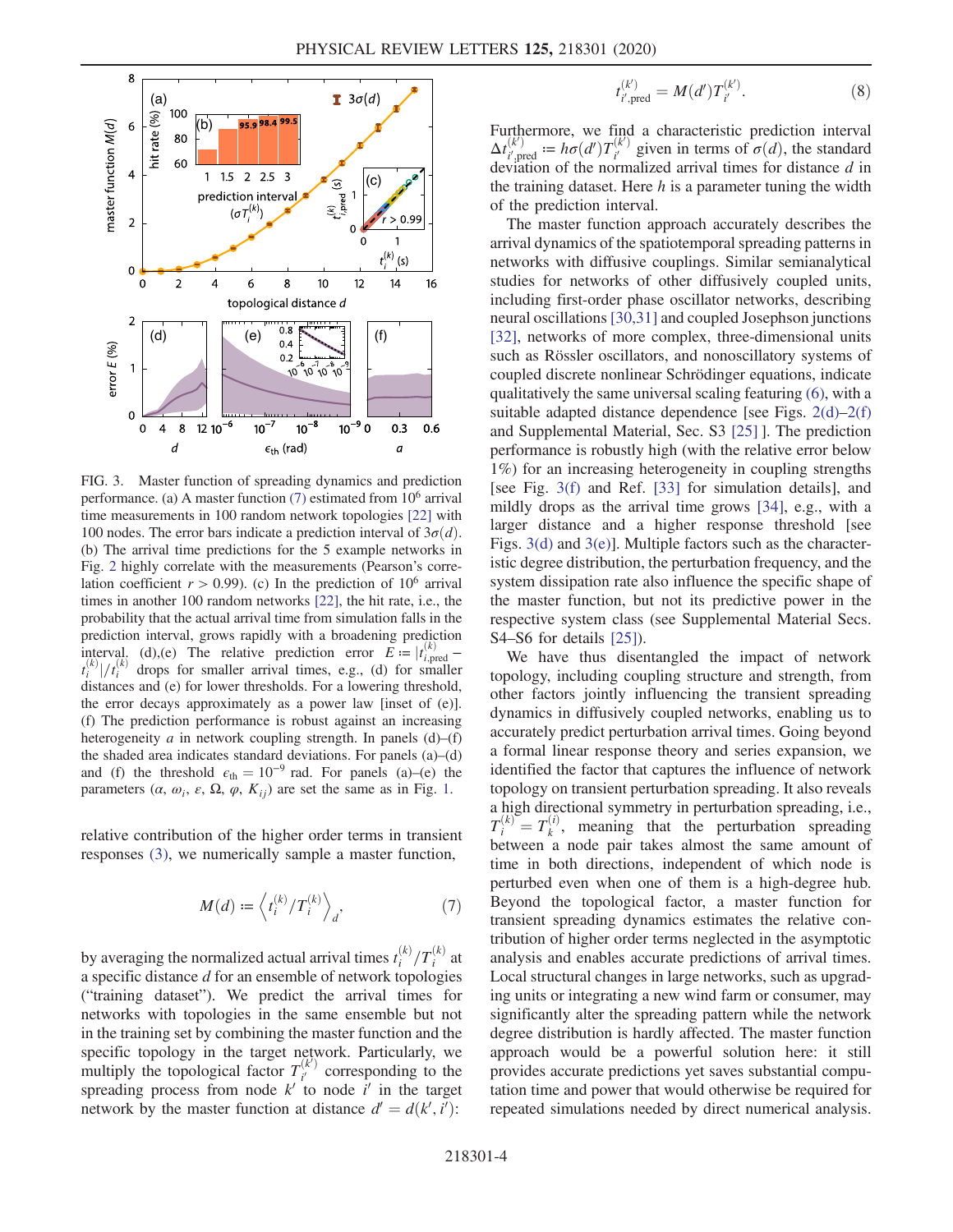FIG. 3. Master function of spreading dynamics and prediction performance. (a) A master function (7) estimated from $10^6$ arrival time measurements in 100 random network topologies [22] with 100 nodes. The error bars indicate a prediction interval of $3\sigma(d)$. (b) The arrival time predictions for the 5 example networks in Fig. 2 highly correlate with the measurements (Pearson's correlation coefficient $r > 0.99$). (c) In the prediction of $10^6$ arrival times in another 100 random networks [22], the hit rate, i.e., the probability that the actual arrival time from simulation falls in the prediction interval, grows rapidly with a broadening prediction interval. (d),(e) The relative prediction error $E := |t_{i,\mathrm{pred}}^{(k)} - t_i^{(k)}|/t_i^{(k)}$ drops for smaller arrival times, e.g., (d) for smaller distances and (e) for lower thresholds. For a lowering threshold, the error decays approximately as a power law [inset of (e)]. (f) The prediction performance is robust against an increasing heterogeneity $a$ in network coupling strength. In panels (d)–(f) the shaded area indicates standard deviations. For panels (a)–(d) and (f) the threshold $\epsilon_{\mathrm{th}} = 10^{-9}$ rad. For panels (a)–(e) the parameters ($\alpha$, $\omega_i$, $\varepsilon$, $\Omega$, $\varphi$, $K_{ij}$) are set the same as in Fig. 1.

relative contribution of the higher order terms in transient responses (3), we numerically sample a master function,

$$M(d) := \left\langle t_i^{(k)}/T_i^{(k)} \right\rangle_d, \tag{7}$$

by averaging the normalized actual arrival times $t_i^{(k)}/T_i^{(k)}$ at a specific distance $d$ for an ensemble of network topologies ("training dataset"). We predict the arrival times for networks with topologies in the same ensemble but not in the training set by combining the master function and the specific topology in the target network. Particularly, we multiply the topological factor $T_{i'}^{(k')}$ corresponding to the spreading process from node $k'$ to node $i'$ in the target network by the master function at distance $d' = d(k', i')$:

$$t_{i',\mathrm{pred}}^{(k')} = M(d') T_{i'}^{(k')}. \tag{8}$$

Furthermore, we find a characteristic prediction interval $\Delta t_{i',\mathrm{pred}}^{(k')} := h\sigma(d') T_{i'}^{(k')}$ given in terms of $\sigma(d)$, the standard deviation of the normalized arrival times for distance $d$ in the training dataset. Here $h$ is a parameter tuning the width of the prediction interval.

The master function approach accurately describes the arrival dynamics of the spatiotemporal spreading patterns in networks with diffusive couplings. Similar semianalytical studies for networks of other diffusively coupled units, including first-order phase oscillator networks, describing neural oscillations [30,31] and coupled Josephson junctions [32], networks of more complex, three-dimensional units such as Rössler oscillators, and nonoscillatory systems of coupled discrete nonlinear Schrödinger equations, indicate qualitatively the same universal scaling featuring (6), with a suitable adapted distance dependence [see Figs. 2(d)–2(f) and Supplemental Material, Sec. S3 [25] ]. The prediction performance is robustly high (with the relative error below 1%) for an increasing heterogeneity in coupling strengths [see Fig. 3(f) and Ref. [33] for simulation details], and mildly drops as the arrival time grows [34], e.g., with a larger distance and a higher response threshold [see Figs. 3(d) and 3(e)]. Multiple factors such as the characteristic degree distribution, the perturbation frequency, and the system dissipation rate also influence the specific shape of the master function, but not its predictive power in the respective system class (see Supplemental Material Secs. S4–S6 for details [25]).

We have thus disentangled the impact of network topology, including coupling structure and strength, from other factors jointly influencing the transient spreading dynamics in diffusively coupled networks, enabling us to accurately predict perturbation arrival times. Going beyond a formal linear response theory and series expansion, we identified the factor that captures the influence of network topology on transient perturbation spreading. It also reveals a high directional symmetry in perturbation spreading, i.e., $T_i^{(k)} = T_k^{(i)}$, meaning that the perturbation spreading between a node pair takes almost the same amount of time in both directions, independent of which node is perturbed even when one of them is a high-degree hub. Beyond the topological factor, a master function for transient spreading dynamics estimates the relative contribution of higher order terms neglected in the asymptotic analysis and enables accurate predictions of arrival times. Local structural changes in large networks, such as upgrading units or integrating a new wind farm or consumer, may significantly alter the spreading pattern while the network degree distribution is hardly affected. The master function approach would be a powerful solution here: it still provides accurate predictions yet saves substantial computation time and power that would otherwise be required for repeated simulations needed by direct numerical analysis.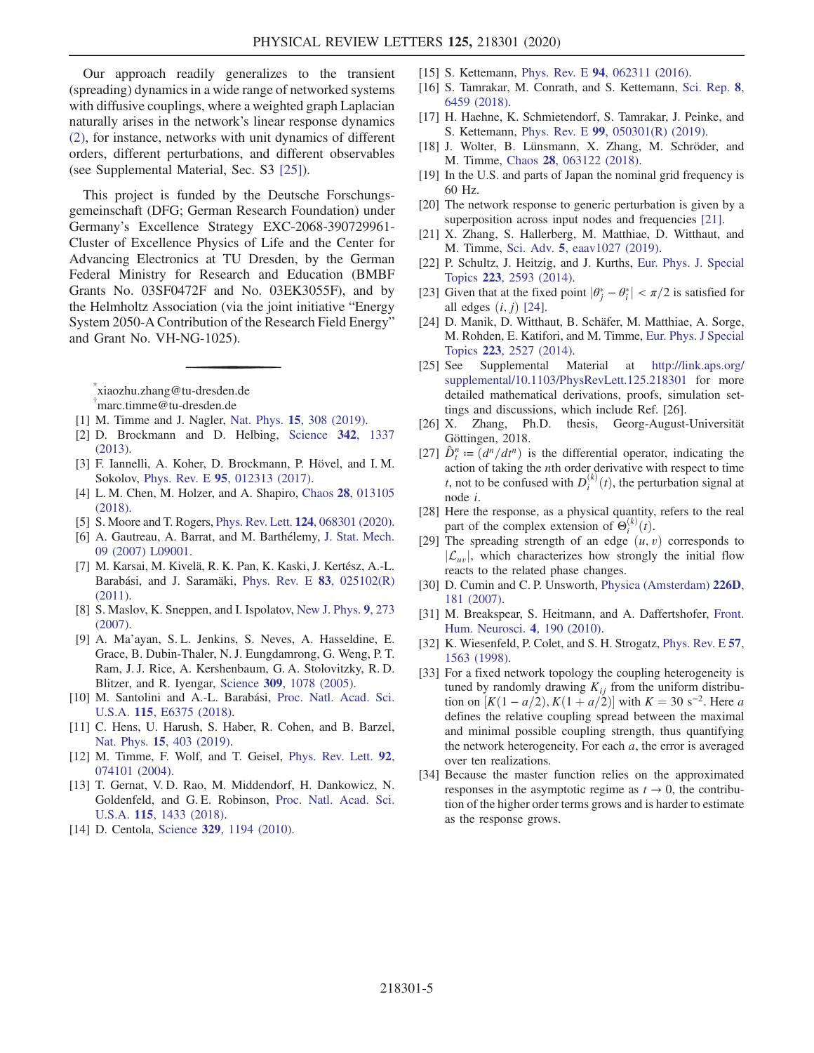Our approach readily generalizes to the transient (spreading) dynamics in a wide range of networked systems with diffusive couplings, where a weighted graph Laplacian naturally arises in the network's linear response dynamics (2), for instance, networks with unit dynamics of different orders, different perturbations, and different observables (see Supplemental Material, Sec. S3 [25]).

This project is funded by the Deutsche Forschungsgemeinschaft (DFG; German Research Foundation) under Germany's Excellence Strategy EXC-2068-390729961-Cluster of Excellence Physics of Life and the Center for Advancing Electronics at TU Dresden, by the German Federal Ministry for Research and Education (BMBF Grants No. 03SF0472F and No. 03EK3055F), and by the Helmholtz Association (via the joint initiative "Energy System 2050-A Contribution of the Research Field Energy" and Grant No. VH-NG-1025).

---

[*] xiaozhu.zhang@tu-dresden.de

[†] marc.timme@tu-dresden.de

[1] M. Timme and J. Nagler, Nat. Phys. **15**, 308 (2019).

[2] D. Brockmann and D. Helbing, Science **342**, 1337 (2013).

[3] F. Iannelli, A. Koher, D. Brockmann, P. Hövel, and I. M. Sokolov, Phys. Rev. E **95**, 012313 (2017).

[4] L. M. Chen, M. Holzer, and A. Shapiro, Chaos **28**, 013105 (2018).

[5] S. Moore and T. Rogers, Phys. Rev. Lett. **124**, 068301 (2020).

[6] A. Gautreau, A. Barrat, and M. Barthélemy, J. Stat. Mech. 09 (2007) L09001.

[7] M. Karsai, M. Kivelä, R. K. Pan, K. Kaski, J. Kertész, A.-L. Barabási, and J. Saramäki, Phys. Rev. E **83**, 025102(R) (2011).

[8] S. Maslov, K. Sneppen, and I. Ispolatov, New J. Phys. **9**, 273 (2007).

[9] A. Ma'ayan, S. L. Jenkins, S. Neves, A. Hasseldine, E. Grace, B. Dubin-Thaler, N. J. Eungdamrong, G. Weng, P. T. Ram, J. J. Rice, A. Kershenbaum, G. A. Stolovitzky, R. D. Blitzer, and R. Iyengar, Science **309**, 1078 (2005).

[10] M. Santolini and A.-L. Barabási, Proc. Natl. Acad. Sci. U.S.A. **115**, E6375 (2018).

[11] C. Hens, U. Harush, S. Haber, R. Cohen, and B. Barzel, Nat. Phys. **15**, 403 (2019).

[12] M. Timme, F. Wolf, and T. Geisel, Phys. Rev. Lett. **92**, 074101 (2004).

[13] T. Gernat, V. D. Rao, M. Middendorf, H. Dankowicz, N. Goldenfeld, and G. E. Robinson, Proc. Natl. Acad. Sci. U.S.A. **115**, 1433 (2018).

[14] D. Centola, Science **329**, 1194 (2010).

[15] S. Kettemann, Phys. Rev. E **94**, 062311 (2016).

[16] S. Tamrakar, M. Conrath, and S. Kettemann, Sci. Rep. **8**, 6459 (2018).

[17] H. Haehne, K. Schmietendorf, S. Tamrakar, J. Peinke, and S. Kettemann, Phys. Rev. E **99**, 050301(R) (2019).

[18] J. Wolter, B. Lünsmann, X. Zhang, M. Schröder, and M. Timme, Chaos **28**, 063122 (2018).

[19] In the U.S. and parts of Japan the nominal grid frequency is 60 Hz.

[20] The network response to generic perturbation is given by a superposition across input nodes and frequencies [21].

[21] X. Zhang, S. Hallerberg, M. Matthiae, D. Witthaut, and M. Timme, Sci. Adv. **5**, eaav1027 (2019).

[22] P. Schultz, J. Heitzig, and J. Kurths, Eur. Phys. J. Special Topics **223**, 2593 (2014).

[23] Given that at the fixed point $|\theta_j^* - \theta_i^*| < \pi/2$ is satisfied for all edges $(i, j)$ [24].

[24] D. Manik, D. Witthaut, B. Schäfer, M. Matthiae, A. Sorge, M. Rohden, E. Katifori, and M. Timme, Eur. Phys. J Special Topics **223**, 2527 (2014).

[25] See Supplemental Material at http://link.aps.org/supplemental/10.1103/PhysRevLett.125.218301 for more detailed mathematical derivations, proofs, simulation settings and discussions, which include Ref. [26].

[26] X. Zhang, Ph.D. thesis, Georg-August-Universität Göttingen, 2018.

[27] $\hat{D}_t^n \coloneqq (d^n/dt^n)$ is the differential operator, indicating the action of taking the $n$th order derivative with respect to time $t$, not to be confused with $D_i^{(k)}(t)$, the perturbation signal at node $i$.

[28] Here the response, as a physical quantity, refers to the real part of the complex extension of $\Theta_i^{(k)}(t)$.

[29] The spreading strength of an edge $(u, v)$ corresponds to $|\mathcal{L}_{uv}|$, which characterizes how strongly the initial flow reacts to the related phase changes.

[30] D. Cumin and C. P. Unsworth, Physica (Amsterdam) **226D**, 181 (2007).

[31] M. Breakspear, S. Heitmann, and A. Daffertshofer, Front. Hum. Neurosci. **4**, 190 (2010).

[32] K. Wiesenfeld, P. Colet, and S. H. Strogatz, Phys. Rev. E **57**, 1563 (1998).

[33] For a fixed network topology the coupling heterogeneity is tuned by randomly drawing $K_{ij}$ from the uniform distribution on $[K(1 - a/2), K(1 + a/2)]$ with $K = 30\ \mathrm{s}^{-2}$. Here $a$ defines the relative coupling spread between the maximal and minimal possible coupling strength, thus quantifying the network heterogeneity. For each $a$, the error is averaged over ten realizations.

[34] Because the master function relies on the approximated responses in the asymptotic regime as $t \to 0$, the contribution of the higher order terms grows and is harder to estimate as the response grows.